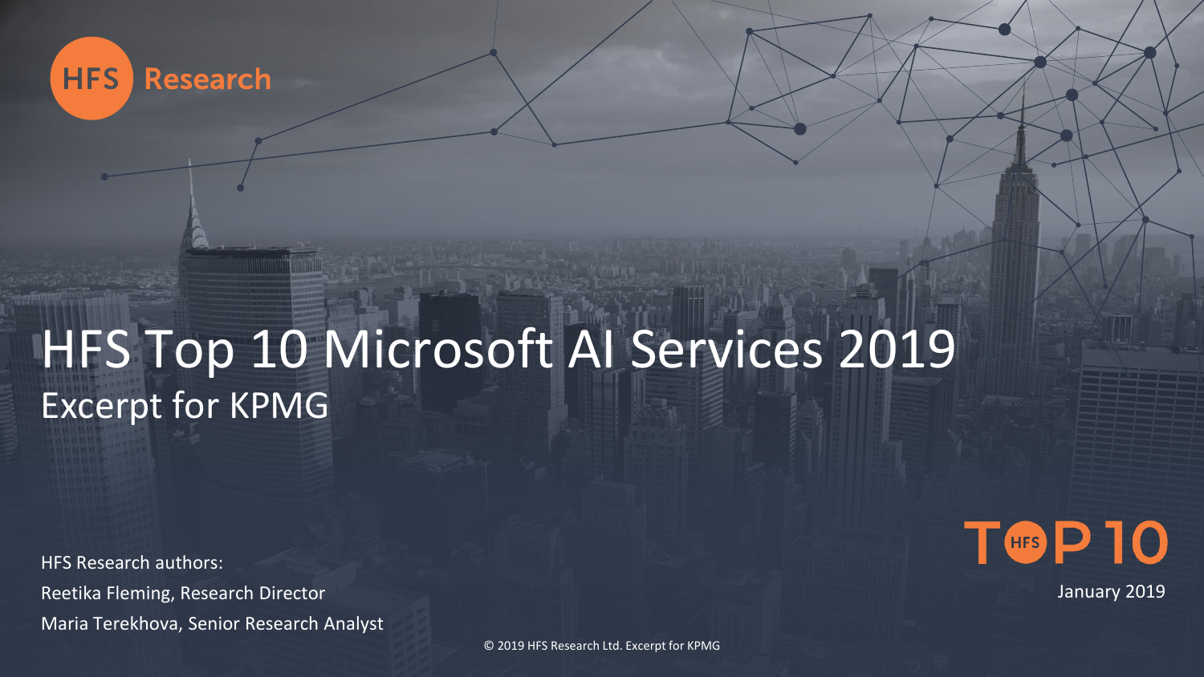HFS Research

# HFS Top 10 Microsoft AI Services 2019

## Excerpt for KPMG

HFS Research authors:

Reetika Fleming, Research Director

Maria Terekhova, Senior Research Analyst

HFS TOP 10

January 2019

© 2019 HFS Research Ltd. Excerpt for KPMG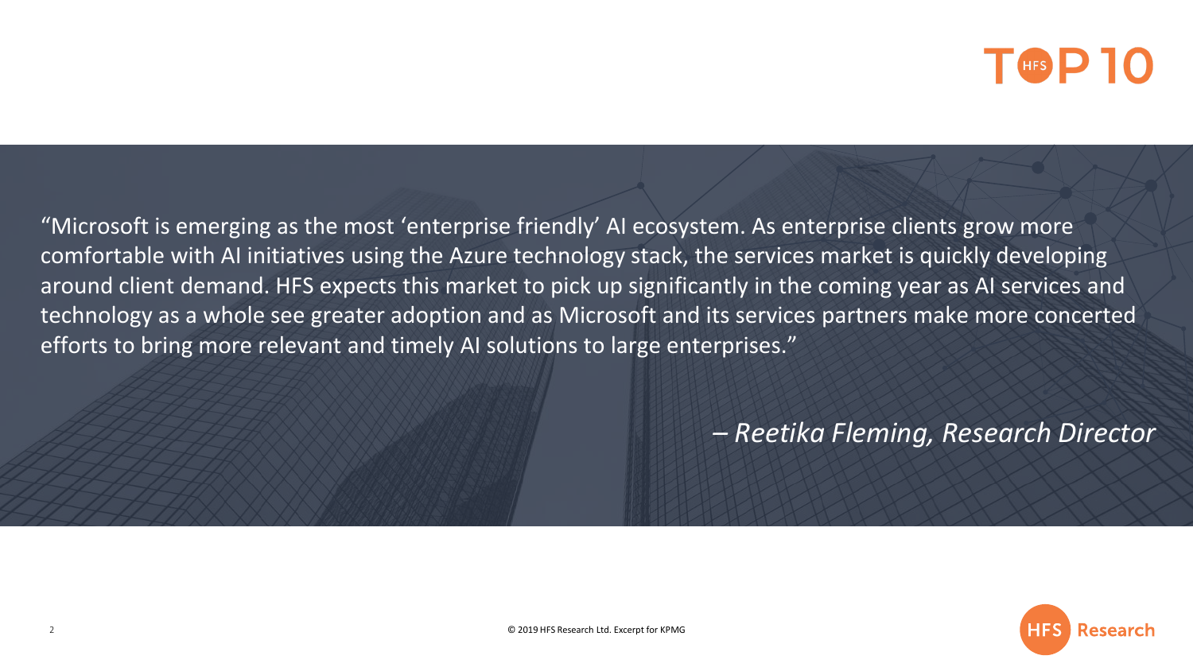“Microsoft is emerging as the most ‘enterprise friendly’ AI ecosystem. As enterprise clients grow more comfortable with AI initiatives using the Azure technology stack, the services market is quickly developing around client demand. HFS expects this market to pick up significantly in the coming year as AI services and technology as a whole see greater adoption and as Microsoft and its services partners make more concerted efforts to bring more relevant and timely AI solutions to large enterprises.”

*– Reetika Fleming, Research Director*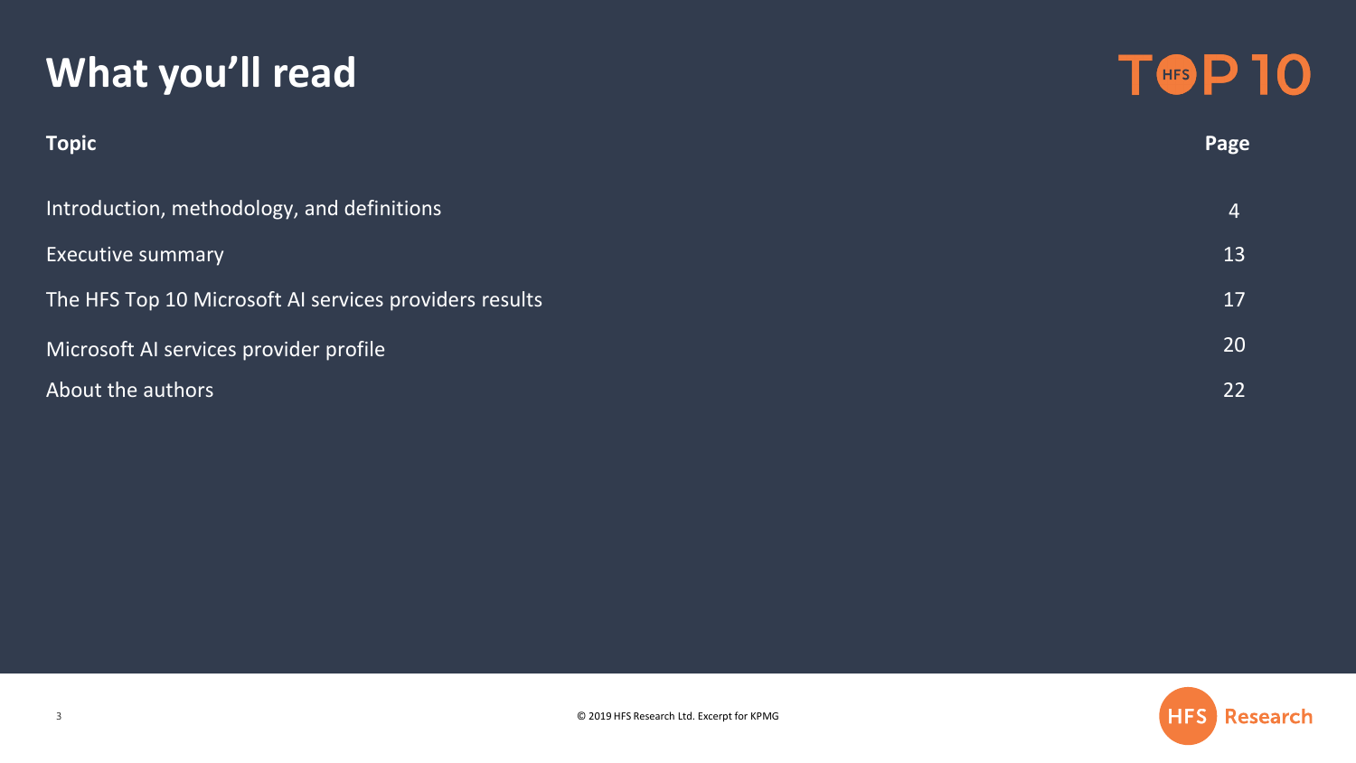# What you'll read

| Topic | Page |
| --- | --- |
| Introduction, methodology, and definitions | 4 |
| Executive summary | 13 |
| The HFS Top 10 Microsoft AI services providers results | 17 |
| Microsoft AI services provider profile | 20 |
| About the authors | 22 |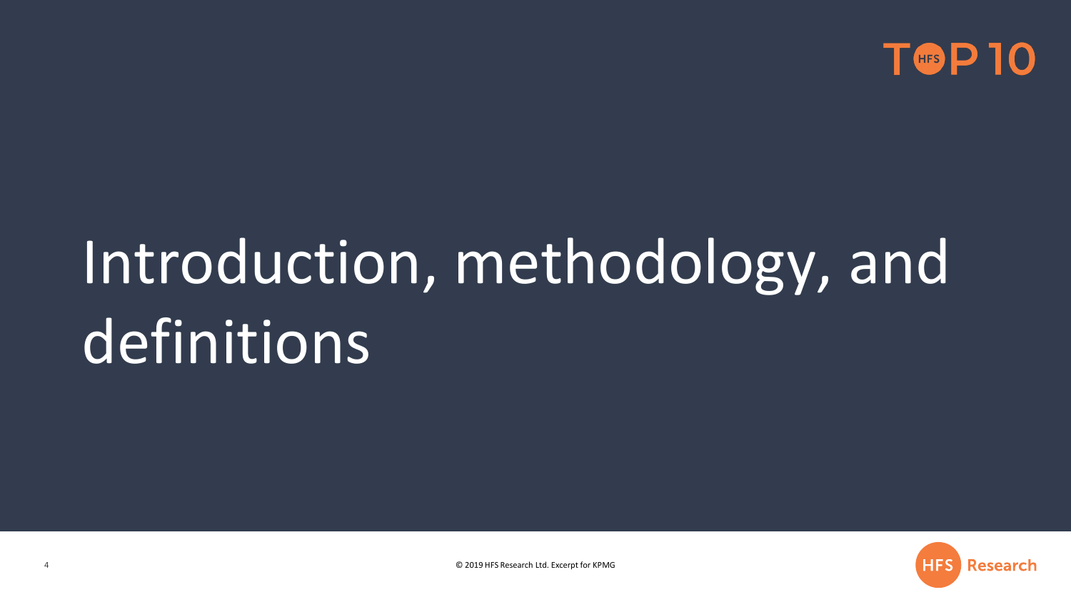# Introduction, methodology, and definitions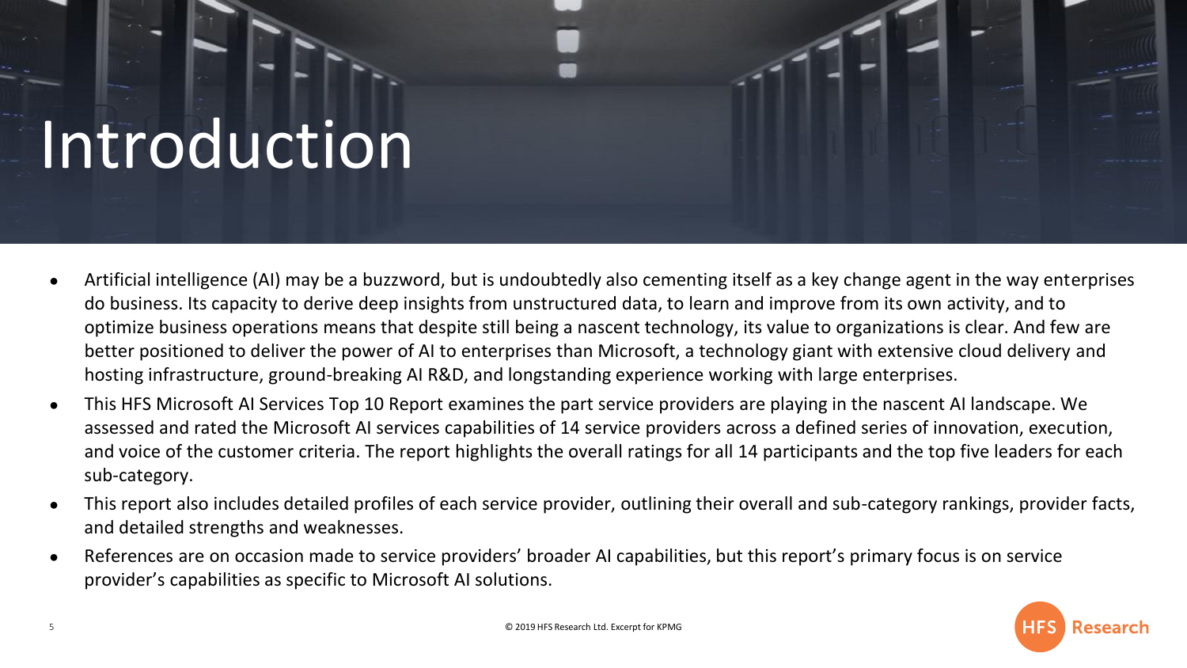# Introduction

- Artificial intelligence (AI) may be a buzzword, but is undoubtedly also cementing itself as a key change agent in the way enterprises do business. Its capacity to derive deep insights from unstructured data, to learn and improve from its own activity, and to optimize business operations means that despite still being a nascent technology, its value to organizations is clear. And few are better positioned to deliver the power of AI to enterprises than Microsoft, a technology giant with extensive cloud delivery and hosting infrastructure, ground-breaking AI R&D, and longstanding experience working with large enterprises.
- This HFS Microsoft AI Services Top 10 Report examines the part service providers are playing in the nascent AI landscape. We assessed and rated the Microsoft AI services capabilities of 14 service providers across a defined series of innovation, execution, and voice of the customer criteria. The report highlights the overall ratings for all 14 participants and the top five leaders for each sub-category.
- This report also includes detailed profiles of each service provider, outlining their overall and sub-category rankings, provider facts, and detailed strengths and weaknesses.
- References are on occasion made to service providers' broader AI capabilities, but this report's primary focus is on service provider's capabilities as specific to Microsoft AI solutions.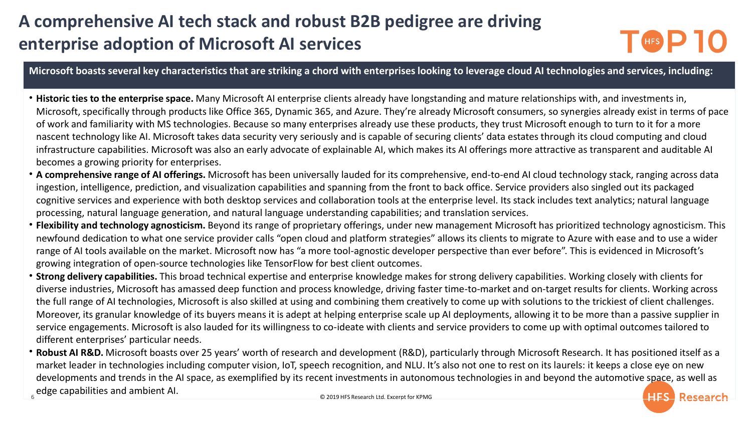# A comprehensive AI tech stack and robust B2B pedigree are driving enterprise adoption of Microsoft AI services

**Microsoft boasts several key characteristics that are striking a chord with enterprises looking to leverage cloud AI technologies and services, including:**

- **Historic ties to the enterprise space.** Many Microsoft AI enterprise clients already have longstanding and mature relationships with, and investments in, Microsoft, specifically through products like Office 365, Dynamic 365, and Azure. They're already Microsoft consumers, so synergies already exist in terms of pace of work and familiarity with MS technologies. Because so many enterprises already use these products, they trust Microsoft enough to turn to it for a more nascent technology like AI. Microsoft takes data security very seriously and is capable of securing clients' data estates through its cloud computing and cloud infrastructure capabilities. Microsoft was also an early advocate of explainable AI, which makes its AI offerings more attractive as transparent and auditable AI becomes a growing priority for enterprises.
- **A comprehensive range of AI offerings.** Microsoft has been universally lauded for its comprehensive, end-to-end AI cloud technology stack, ranging across data ingestion, intelligence, prediction, and visualization capabilities and spanning from the front to back office. Service providers also singled out its packaged cognitive services and experience with both desktop services and collaboration tools at the enterprise level. Its stack includes text analytics; natural language processing, natural language generation, and natural language understanding capabilities; and translation services.
- **Flexibility and technology agnosticism.** Beyond its range of proprietary offerings, under new management Microsoft has prioritized technology agnosticism. This newfound dedication to what one service provider calls "open cloud and platform strategies" allows its clients to migrate to Azure with ease and to use a wider range of AI tools available on the market. Microsoft now has "a more tool-agnostic developer perspective than ever before". This is evidenced in Microsoft's growing integration of open-source technologies like TensorFlow for best client outcomes.
- **Strong delivery capabilities.** This broad technical expertise and enterprise knowledge makes for strong delivery capabilities. Working closely with clients for diverse industries, Microsoft has amassed deep function and process knowledge, driving faster time-to-market and on-target results for clients. Working across the full range of AI technologies, Microsoft is also skilled at using and combining them creatively to come up with solutions to the trickiest of client challenges. Moreover, its granular knowledge of its buyers means it is adept at helping enterprise scale up AI deployments, allowing it to be more than a passive supplier in service engagements. Microsoft is also lauded for its willingness to co-ideate with clients and service providers to come up with optimal outcomes tailored to different enterprises' particular needs.
- **Robust AI R&D.** Microsoft boasts over 25 years' worth of research and development (R&D), particularly through Microsoft Research. It has positioned itself as a market leader in technologies including computer vision, IoT, speech recognition, and NLU. It's also not one to rest on its laurels: it keeps a close eye on new developments and trends in the AI space, as exemplified by its recent investments in autonomous technologies in and beyond the automotive space, as well as edge capabilities and ambient AI.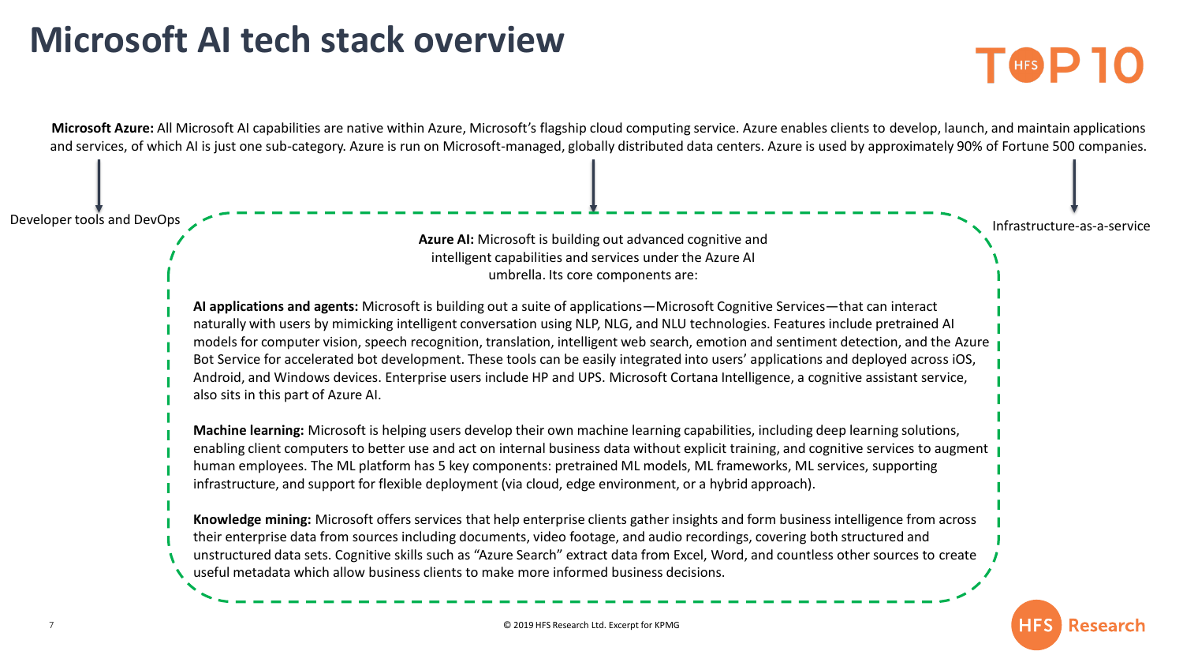# Microsoft AI tech stack overview

**Microsoft Azure:** All Microsoft AI capabilities are native within Azure, Microsoft's flagship cloud computing service. Azure enables clients to develop, launch, and maintain applications and services, of which AI is just one sub-category. Azure is run on Microsoft-managed, globally distributed data centers. Azure is used by approximately 90% of Fortune 500 companies.

Developer tools and DevOps

Infrastructure-as-a-service

**Azure AI:** Microsoft is building out advanced cognitive and intelligent capabilities and services under the Azure AI umbrella. Its core components are:

**AI applications and agents:** Microsoft is building out a suite of applications—Microsoft Cognitive Services—that can interact naturally with users by mimicking intelligent conversation using NLP, NLG, and NLU technologies. Features include pretrained AI models for computer vision, speech recognition, translation, intelligent web search, emotion and sentiment detection, and the Azure Bot Service for accelerated bot development. These tools can be easily integrated into users' applications and deployed across iOS, Android, and Windows devices. Enterprise users include HP and UPS. Microsoft Cortana Intelligence, a cognitive assistant service, also sits in this part of Azure AI.

**Machine learning:** Microsoft is helping users develop their own machine learning capabilities, including deep learning solutions, enabling client computers to better use and act on internal business data without explicit training, and cognitive services to augment human employees. The ML platform has 5 key components: pretrained ML models, ML frameworks, ML services, supporting infrastructure, and support for flexible deployment (via cloud, edge environment, or a hybrid approach).

**Knowledge mining:** Microsoft offers services that help enterprise clients gather insights and form business intelligence from across their enterprise data from sources including documents, video footage, and audio recordings, covering both structured and unstructured data sets. Cognitive skills such as "Azure Search" extract data from Excel, Word, and countless other sources to create useful metadata which allow business clients to make more informed business decisions.

© 2019 HFS Research Ltd. Excerpt for KPMG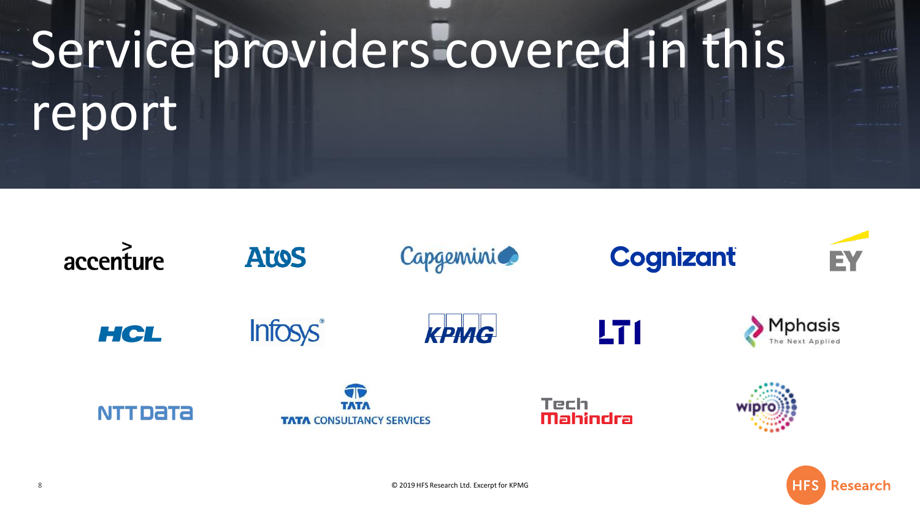# Service providers covered in this report

accenture

Atos

Capgemini

Cognizant

EY

HCL

Infosys

KPMG

LTI

Mphasis The Next Applied

NTT Data

TATA CONSULTANCY SERVICES

Tech Mahindra

wipro

© 2019 HFS Research Ltd. Excerpt for KPMG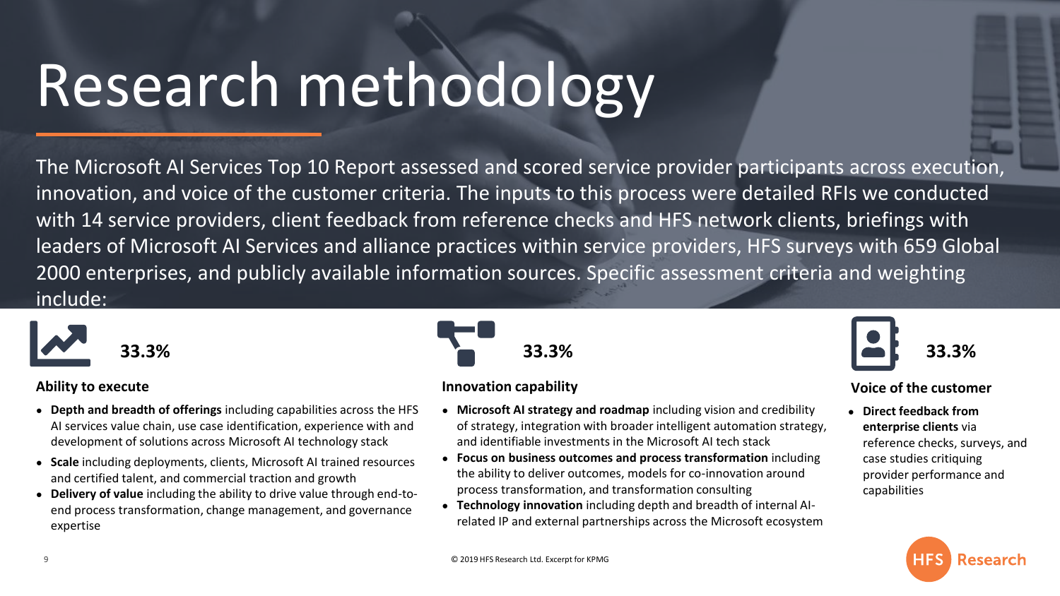# Research methodology

The Microsoft AI Services Top 10 Report assessed and scored service provider participants across execution, innovation, and voice of the customer criteria. The inputs to this process were detailed RFIs we conducted with 14 service providers, client feedback from reference checks and HFS network clients, briefings with leaders of Microsoft AI Services and alliance practices within service providers, HFS surveys with 659 Global 2000 enterprises, and publicly available information sources. Specific assessment criteria and weighting include:

**33.3%**

### Ability to execute

- **Depth and breadth of offerings** including capabilities across the HFS AI services value chain, use case identification, experience with and development of solutions across Microsoft AI technology stack
- **Scale** including deployments, clients, Microsoft AI trained resources and certified talent, and commercial traction and growth
- **Delivery of value** including the ability to drive value through end-to-end process transformation, change management, and governance expertise

**33.3%**

### Innovation capability

- **Microsoft AI strategy and roadmap** including vision and credibility of strategy, integration with broader intelligent automation strategy, and identifiable investments in the Microsoft AI tech stack
- **Focus on business outcomes and process transformation** including the ability to deliver outcomes, models for co-innovation around process transformation, and transformation consulting
- **Technology innovation** including depth and breadth of internal AI-related IP and external partnerships across the Microsoft ecosystem

**33.3%**

### Voice of the customer

- **Direct feedback from enterprise clients** via reference checks, surveys, and case studies critiquing provider performance and capabilities

© 2019 HFS Research Ltd. Excerpt for KPMG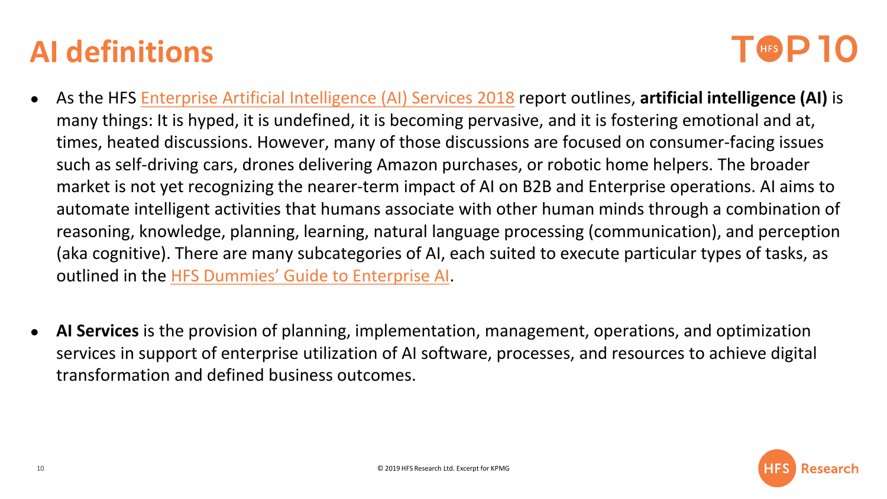# AI definitions

- As the HFS Enterprise Artificial Intelligence (AI) Services 2018 report outlines, **artificial intelligence (AI)** is many things: It is hyped, it is undefined, it is becoming pervasive, and it is fostering emotional and at, times, heated discussions. However, many of those discussions are focused on consumer-facing issues such as self-driving cars, drones delivering Amazon purchases, or robotic home helpers. The broader market is not yet recognizing the nearer-term impact of AI on B2B and Enterprise operations. AI aims to automate intelligent activities that humans associate with other human minds through a combination of reasoning, knowledge, planning, learning, natural language processing (communication), and perception (aka cognitive). There are many subcategories of AI, each suited to execute particular types of tasks, as outlined in the HFS Dummies' Guide to Enterprise AI.

- **AI Services** is the provision of planning, implementation, management, operations, and optimization services in support of enterprise utilization of AI software, processes, and resources to achieve digital transformation and defined business outcomes.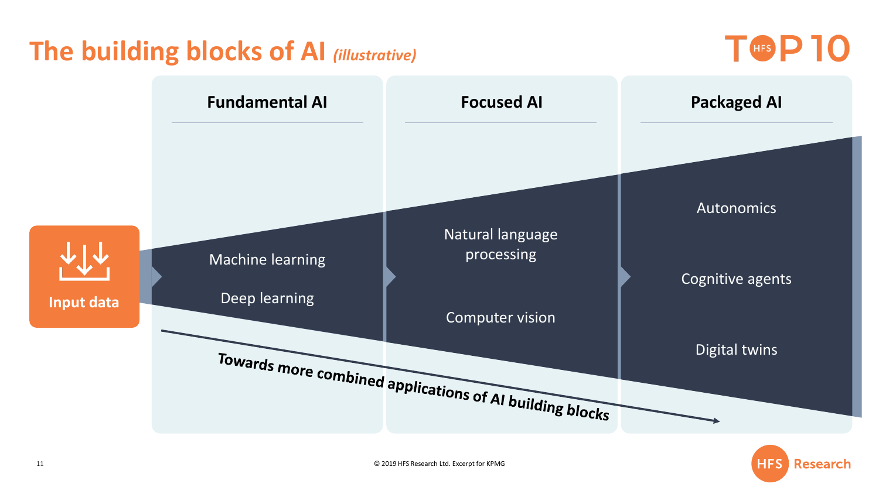# The building blocks of AI *(illustrative)*

**Input data**

| Fundamental AI | Focused AI | Packaged AI |
|---|---|---|
| Machine learning | Natural language processing | Autonomics |
| Deep learning | Computer vision | Cognitive agents |
| | | Digital twins |

**Towards more combined applications of AI building blocks**

© 2019 HFS Research Ltd. Excerpt for KPMG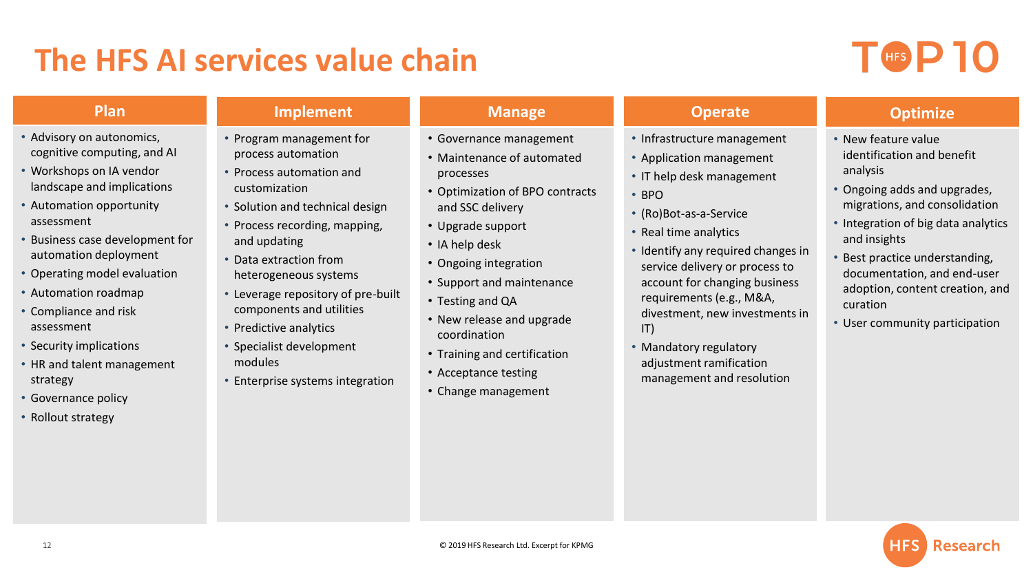# The HFS AI services value chain

## Plan

- Advisory on autonomics, cognitive computing, and AI
- Workshops on IA vendor landscape and implications
- Automation opportunity assessment
- Business case development for automation deployment
- Operating model evaluation
- Automation roadmap
- Compliance and risk assessment
- Security implications
- HR and talent management strategy
- Governance policy
- Rollout strategy

## Implement

- Program management for process automation
- Process automation and customization
- Solution and technical design
- Process recording, mapping, and updating
- Data extraction from heterogeneous systems
- Leverage repository of pre-built components and utilities
- Predictive analytics
- Specialist development modules
- Enterprise systems integration

## Manage

- Governance management
- Maintenance of automated processes
- Optimization of BPO contracts and SSC delivery
- Upgrade support
- IA help desk
- Ongoing integration
- Support and maintenance
- Testing and QA
- New release and upgrade coordination
- Training and certification
- Acceptance testing
- Change management

## Operate

- Infrastructure management
- Application management
- IT help desk management
- BPO
- (Ro)Bot-as-a-Service
- Real time analytics
- Identify any required changes in service delivery or process to account for changing business requirements (e.g., M&A, divestment, new investments in IT)
- Mandatory regulatory adjustment ramification management and resolution

## Optimize

- New feature value identification and benefit analysis
- Ongoing adds and upgrades, migrations, and consolidation
- Integration of big data analytics and insights
- Best practice understanding, documentation, and end-user adoption, content creation, and curation
- User community participation

© 2019 HFS Research Ltd. Excerpt for KPMG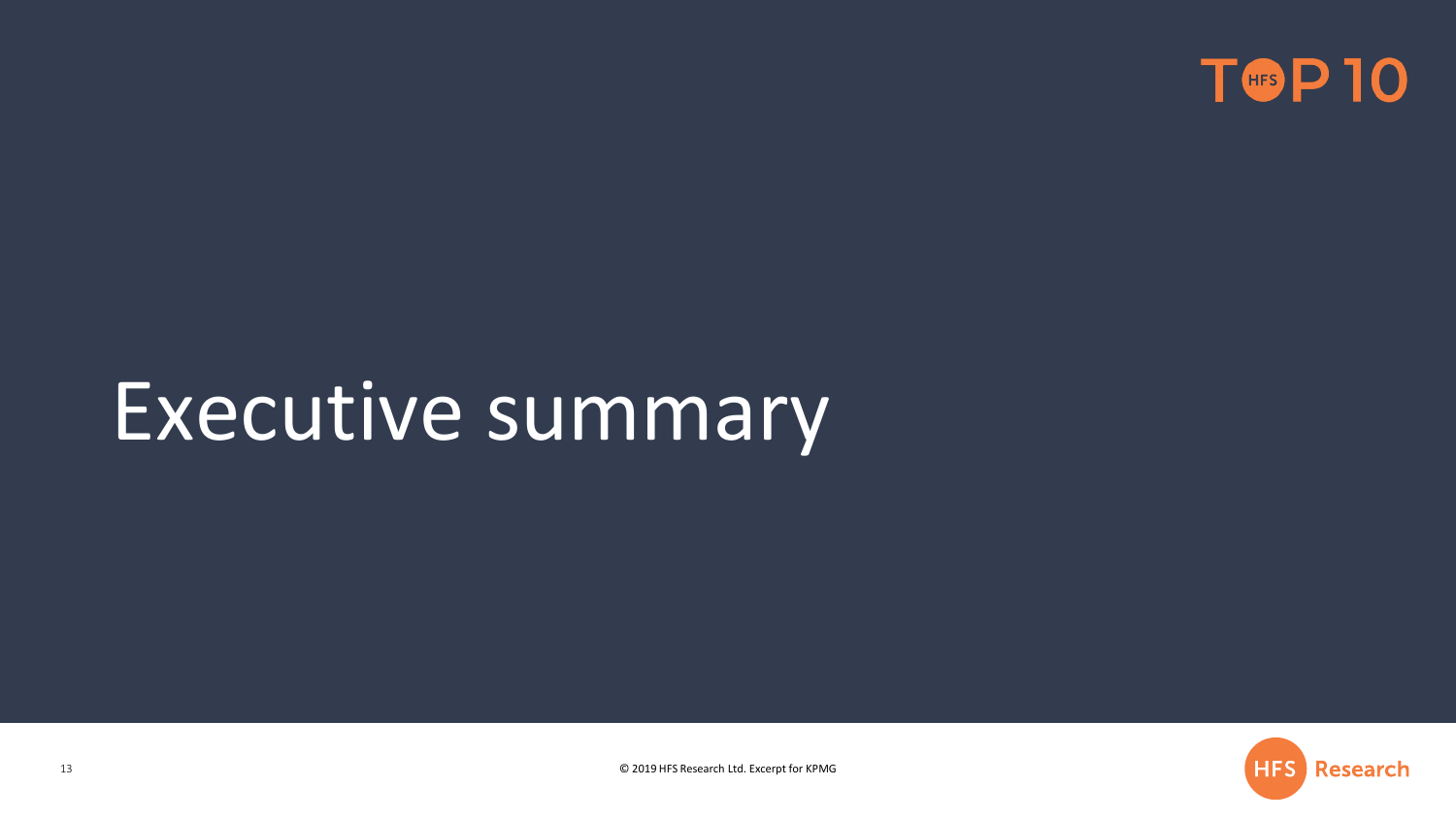# Executive summary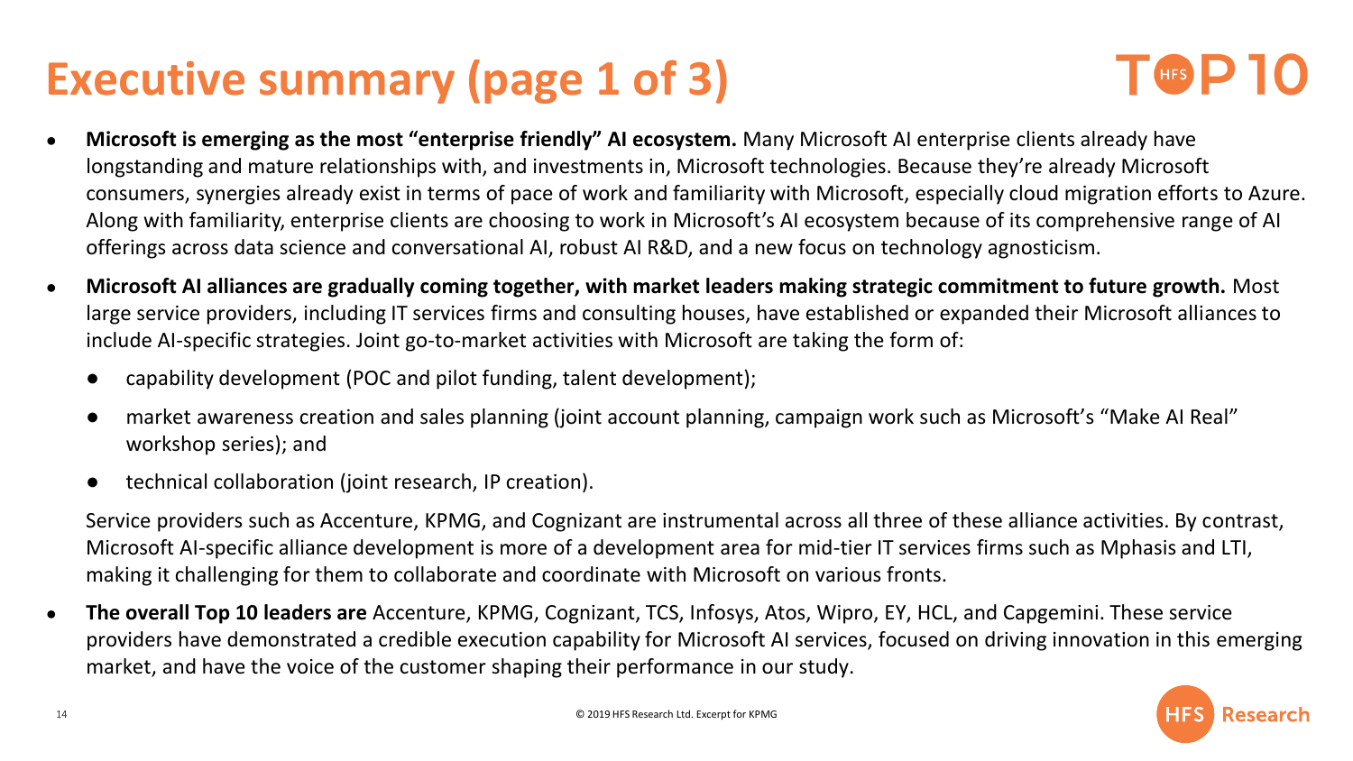# Executive summary (page 1 of 3)

- **Microsoft is emerging as the most "enterprise friendly" AI ecosystem.** Many Microsoft AI enterprise clients already have longstanding and mature relationships with, and investments in, Microsoft technologies. Because they're already Microsoft consumers, synergies already exist in terms of pace of work and familiarity with Microsoft, especially cloud migration efforts to Azure. Along with familiarity, enterprise clients are choosing to work in Microsoft's AI ecosystem because of its comprehensive range of AI offerings across data science and conversational AI, robust AI R&D, and a new focus on technology agnosticism.
- **Microsoft AI alliances are gradually coming together, with market leaders making strategic commitment to future growth.** Most large service providers, including IT services firms and consulting houses, have established or expanded their Microsoft alliances to include AI-specific strategies. Joint go-to-market activities with Microsoft are taking the form of:
  - capability development (POC and pilot funding, talent development);
  - market awareness creation and sales planning (joint account planning, campaign work such as Microsoft's "Make AI Real" workshop series); and
  - technical collaboration (joint research, IP creation).

  Service providers such as Accenture, KPMG, and Cognizant are instrumental across all three of these alliance activities. By contrast, Microsoft AI-specific alliance development is more of a development area for mid-tier IT services firms such as Mphasis and LTI, making it challenging for them to collaborate and coordinate with Microsoft on various fronts.
- **The overall Top 10 leaders are** Accenture, KPMG, Cognizant, TCS, Infosys, Atos, Wipro, EY, HCL, and Capgemini. These service providers have demonstrated a credible execution capability for Microsoft AI services, focused on driving innovation in this emerging market, and have the voice of the customer shaping their performance in our study.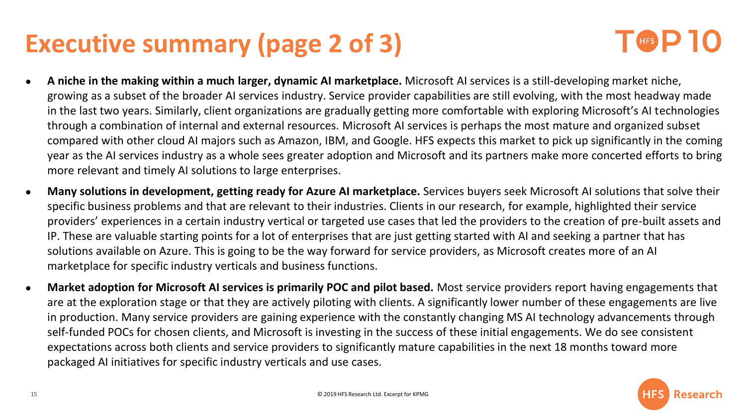# Executive summary (page 2 of 3)

- **A niche in the making within a much larger, dynamic AI marketplace.** Microsoft AI services is a still-developing market niche, growing as a subset of the broader AI services industry. Service provider capabilities are still evolving, with the most headway made in the last two years. Similarly, client organizations are gradually getting more comfortable with exploring Microsoft's AI technologies through a combination of internal and external resources. Microsoft AI services is perhaps the most mature and organized subset compared with other cloud AI majors such as Amazon, IBM, and Google. HFS expects this market to pick up significantly in the coming year as the AI services industry as a whole sees greater adoption and Microsoft and its partners make more concerted efforts to bring more relevant and timely AI solutions to large enterprises.
- **Many solutions in development, getting ready for Azure AI marketplace.** Services buyers seek Microsoft AI solutions that solve their specific business problems and that are relevant to their industries. Clients in our research, for example, highlighted their service providers' experiences in a certain industry vertical or targeted use cases that led the providers to the creation of pre-built assets and IP. These are valuable starting points for a lot of enterprises that are just getting started with AI and seeking a partner that has solutions available on Azure. This is going to be the way forward for service providers, as Microsoft creates more of an AI marketplace for specific industry verticals and business functions.
- **Market adoption for Microsoft AI services is primarily POC and pilot based.** Most service providers report having engagements that are at the exploration stage or that they are actively piloting with clients. A significantly lower number of these engagements are live in production. Many service providers are gaining experience with the constantly changing MS AI technology advancements through self-funded POCs for chosen clients, and Microsoft is investing in the success of these initial engagements. We do see consistent expectations across both clients and service providers to significantly mature capabilities in the next 18 months toward more packaged AI initiatives for specific industry verticals and use cases.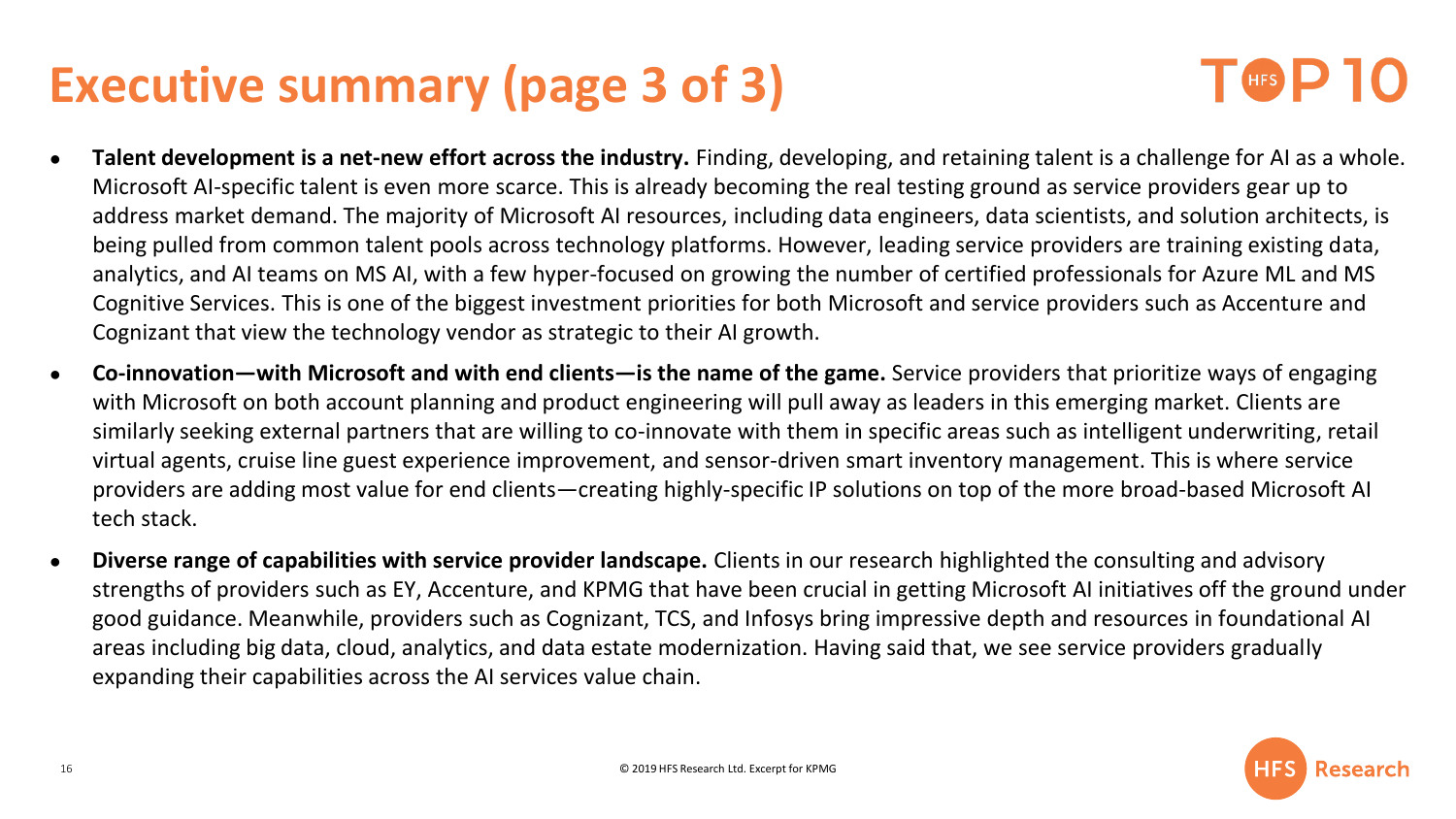# Executive summary (page 3 of 3)

- **Talent development is a net-new effort across the industry.** Finding, developing, and retaining talent is a challenge for AI as a whole. Microsoft AI-specific talent is even more scarce. This is already becoming the real testing ground as service providers gear up to address market demand. The majority of Microsoft AI resources, including data engineers, data scientists, and solution architects, is being pulled from common talent pools across technology platforms. However, leading service providers are training existing data, analytics, and AI teams on MS AI, with a few hyper-focused on growing the number of certified professionals for Azure ML and MS Cognitive Services. This is one of the biggest investment priorities for both Microsoft and service providers such as Accenture and Cognizant that view the technology vendor as strategic to their AI growth.
- **Co-innovation—with Microsoft and with end clients—is the name of the game.** Service providers that prioritize ways of engaging with Microsoft on both account planning and product engineering will pull away as leaders in this emerging market. Clients are similarly seeking external partners that are willing to co-innovate with them in specific areas such as intelligent underwriting, retail virtual agents, cruise line guest experience improvement, and sensor-driven smart inventory management. This is where service providers are adding most value for end clients—creating highly-specific IP solutions on top of the more broad-based Microsoft AI tech stack.
- **Diverse range of capabilities with service provider landscape.** Clients in our research highlighted the consulting and advisory strengths of providers such as EY, Accenture, and KPMG that have been crucial in getting Microsoft AI initiatives off the ground under good guidance. Meanwhile, providers such as Cognizant, TCS, and Infosys bring impressive depth and resources in foundational AI areas including big data, cloud, analytics, and data estate modernization. Having said that, we see service providers gradually expanding their capabilities across the AI services value chain.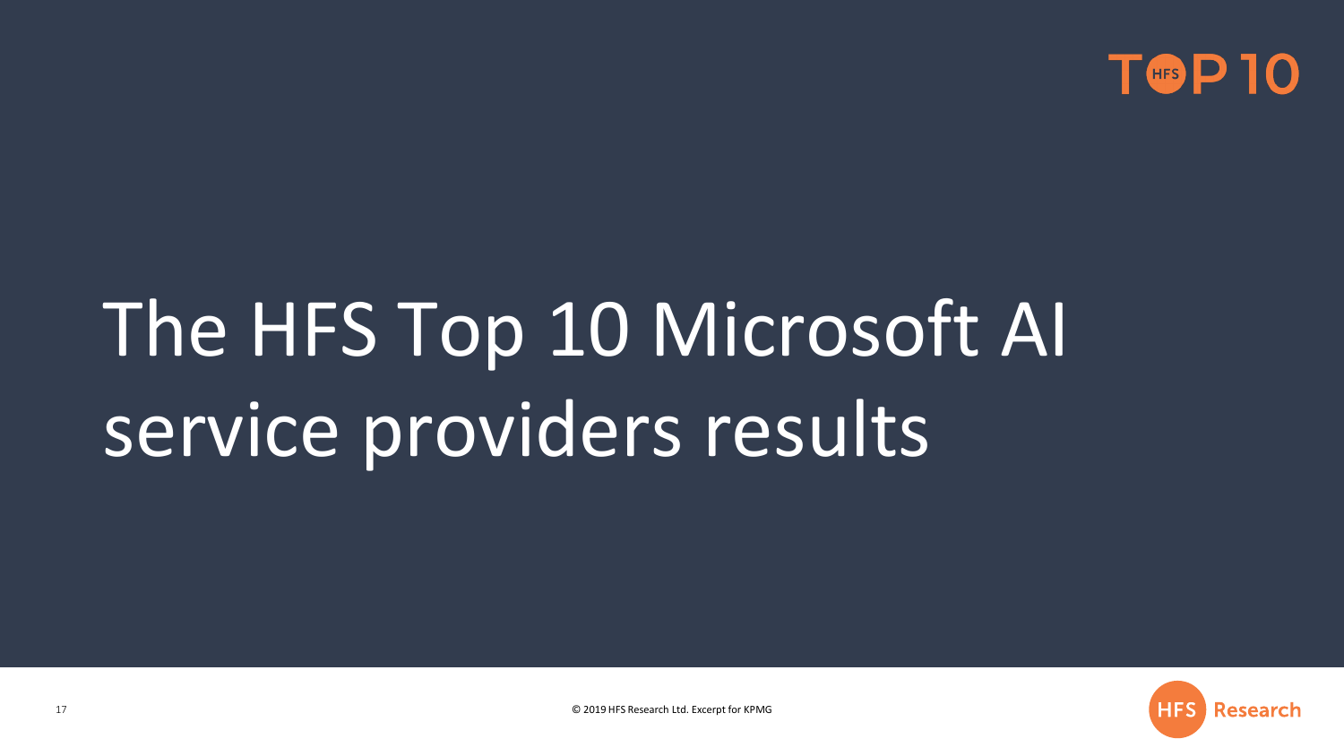# The HFS Top 10 Microsoft AI service providers results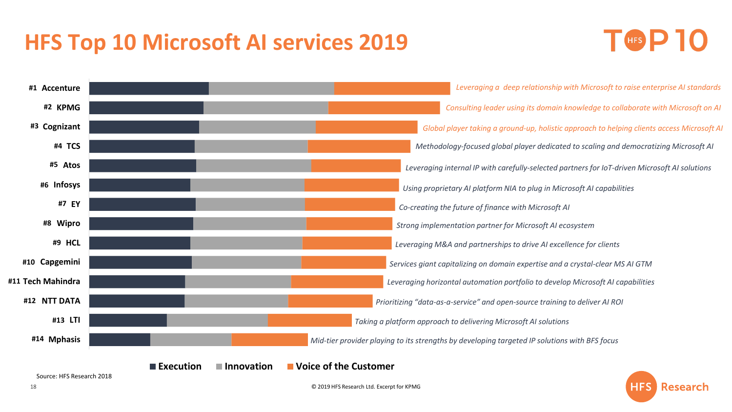# HFS Top 10 Microsoft AI services 2019

TOP 10

| Rank | Provider | Description |
|---|---|---|
| #1 | Accenture | *Leveraging a deep relationship with Microsoft to raise enterprise AI standards* |
| #2 | KPMG | *Consulting leader using its domain knowledge to collaborate with Microsoft on AI* |
| #3 | Cognizant | *Global player taking a ground-up, holistic approach to helping clients access Microsoft AI* |
| #4 | TCS | *Methodology-focused global player dedicated to scaling and democratizing Microsoft AI* |
| #5 | Atos | *Leveraging internal IP with carefully-selected partners for IoT-driven Microsoft AI solutions* |
| #6 | Infosys | *Using proprietary AI platform NIA to plug in Microsoft AI capabilities* |
| #7 | EY | *Co-creating the future of finance with Microsoft AI* |
| #8 | Wipro | *Strong implementation partner for Microsoft AI ecosystem* |
| #9 | HCL | *Leveraging M&A and partnerships to drive AI excellence for clients* |
| #10 | Capgemini | *Services giant capitalizing on domain expertise and a crystal-clear MS AI GTM* |
| #11 | Tech Mahindra | *Leveraging horizontal automation portfolio to develop Microsoft AI capabilities* |
| #12 | NTT DATA | *Prioritizing "data-as-a-service" and open-source training to deliver AI ROI* |
| #13 | LTI | *Taking a platform approach to delivering Microsoft AI solutions* |
| #14 | Mphasis | *Mid-tier provider playing to its strengths by developing targeted IP solutions with BFS focus* |

Execution | Innovation | Voice of the Customer

Source: HFS Research 2018

© 2019 HFS Research Ltd. Excerpt for KPMG

HFS Research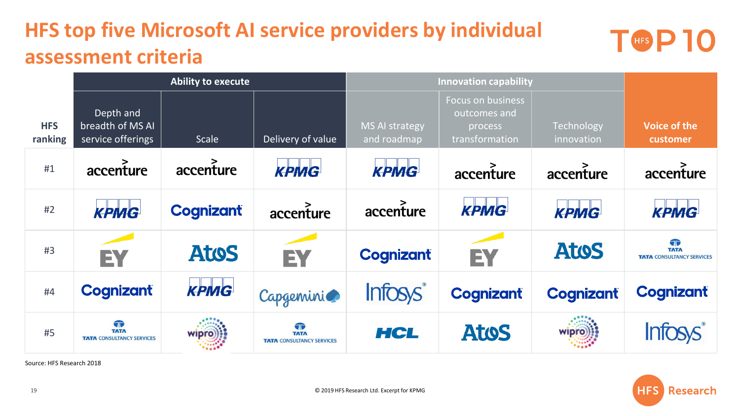# HFS top five Microsoft AI service providers by individual assessment criteria

TOP 10

| HFS ranking | Ability to execute | | | Innovation capability | | | Voice of the customer |
|---|---|---|---|---|---|---|---|
| | Depth and breadth of MS AI service offerings | Scale | Delivery of value | MS AI strategy and roadmap | Focus on business outcomes and process transformation | Technology innovation | |
| #1 | Accenture | Accenture | KPMG | KPMG | Accenture | Accenture | Accenture |
| #2 | KPMG | Cognizant | Accenture | Accenture | KPMG | KPMG | KPMG |
| #3 | EY | Atos | EY | Cognizant | EY | Atos | Tata Consultancy Services |
| #4 | Cognizant | KPMG | Capgemini | Infosys | Cognizant | Cognizant | Cognizant |
| #5 | Tata Consultancy Services | Wipro | Tata Consultancy Services | HCL | Atos | Wipro | Infosys |

Source: HFS Research 2018

© 2019 HFS Research Ltd. Excerpt for KPMG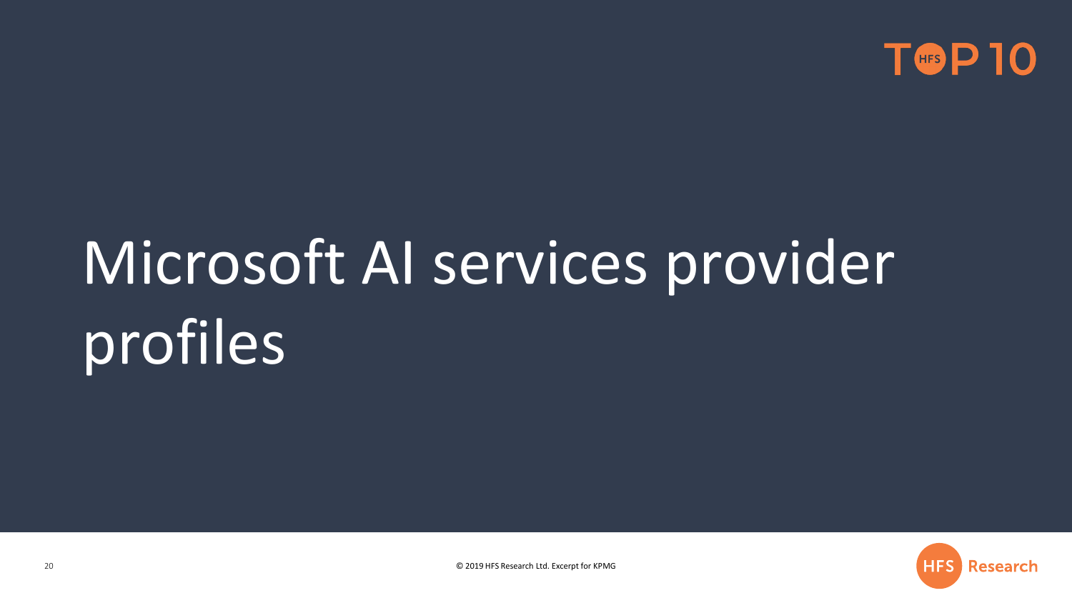# Microsoft AI services provider profiles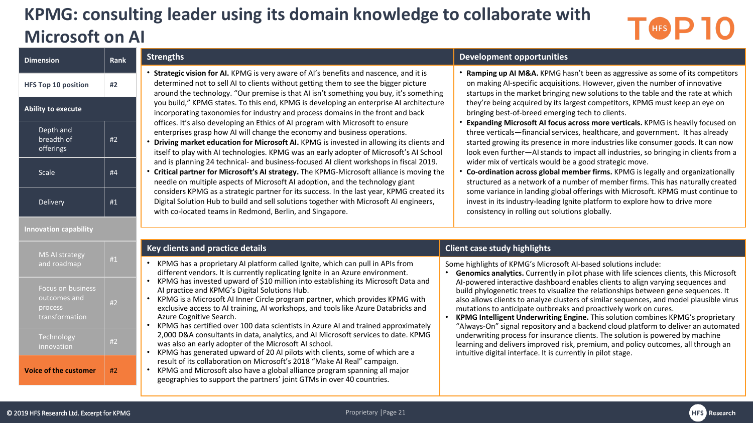# KPMG: consulting leader using its domain knowledge to collaborate with Microsoft on AI

TOP 10

| Dimension | Rank |
|---|---|
| HFS Top 10 position | #2 |
| **Ability to execute** | |
| Depth and breadth of offerings | #2 |
| Scale | #4 |
| Delivery | #1 |
| **Innovation capability** | |
| MS AI strategy and roadmap | #1 |
| Focus on business outcomes and process transformation | #2 |
| Technology innovation | #2 |
| **Voice of the customer** | #2 |

## Strengths

- **Strategic vision for AI.** KPMG is very aware of AI's benefits and nascence, and it is determined not to sell AI to clients without getting them to see the bigger picture around the technology. "Our premise is that AI isn't something you buy, it's something you build," KPMG states. To this end, KPMG is developing an enterprise AI architecture incorporating taxonomies for industry and process domains in the front and back offices. It's also developing an Ethics of AI program with Microsoft to ensure enterprises grasp how AI will change the economy and business operations.
- **Driving market education for Microsoft AI.** KPMG is invested in allowing its clients and itself to play with AI technologies. KPMG was an early adopter of Microsoft's AI School and is planning 24 technical- and business-focused AI client workshops in fiscal 2019.
- **Critical partner for Microsoft's AI strategy.** The KPMG-Microsoft alliance is moving the needle on multiple aspects of Microsoft AI adoption, and the technology giant considers KPMG as a strategic partner for its success. In the last year, KPMG created its Digital Solution Hub to build and sell solutions together with Microsoft AI engineers, with co-located teams in Redmond, Berlin, and Singapore.

## Development opportunities

- **Ramping up AI M&A.** KPMG hasn't been as aggressive as some of its competitors on making AI-specific acquisitions. However, given the number of innovative startups in the market bringing new solutions to the table and the rate at which they're being acquired by its largest competitors, KPMG must keep an eye on bringing best-of-breed emerging tech to clients.
- **Expanding Microsoft AI focus across more verticals.** KPMG is heavily focused on three verticals—financial services, healthcare, and government. It has already started growing its presence in more industries like consumer goods. It can now look even further—AI stands to impact all industries, so bringing in clients from a wider mix of verticals would be a good strategic move.
- **Co-ordination across global member firms.** KPMG is legally and organizationally structured as a network of a number of member firms. This has naturally created some variance in landing global offerings with Microsoft. KPMG must continue to invest in its industry-leading Ignite platform to explore how to drive more consistency in rolling out solutions globally.

## Key clients and practice details

- KPMG has a proprietary AI platform called Ignite, which can pull in APIs from different vendors. It is currently replicating Ignite in an Azure environment.
- KPMG has invested upward of $10 million into establishing its Microsoft Data and AI practice and KPMG's Digital Solutions Hub.
- KPMG is a Microsoft AI Inner Circle program partner, which provides KPMG with exclusive access to AI training, AI workshops, and tools like Azure Databricks and Azure Cognitive Search.
- KPMG has certified over 100 data scientists in Azure AI and trained approximately 2,000 D&A consultants in data, analytics, and AI Microsoft services to date. KPMG was also an early adopter of the Microsoft AI school.
- KPMG has generated upward of 20 AI pilots with clients, some of which are a result of its collaboration on Microsoft's 2018 "Make AI Real" campaign.
- KPMG and Microsoft also have a global alliance program spanning all major geographies to support the partners' joint GTMs in over 40 countries.

## Client case study highlights

Some highlights of KPMG's Microsoft AI-based solutions include:

- **Genomics analytics.** Currently in pilot phase with life sciences clients, this Microsoft AI-powered interactive dashboard enables clients to align varying sequences and build phylogenetic trees to visualize the relationships between gene sequences. It also allows clients to analyze clusters of similar sequences, and model plausible virus mutations to anticipate outbreaks and proactively work on cures.
- **KPMG Intelligent Underwriting Engine.** This solution combines KPMG's proprietary "Always-On" signal repository and a backend cloud platform to deliver an automated underwriting process for insurance clients. The solution is powered by machine learning and delivers improved risk, premium, and policy outcomes, all through an intuitive digital interface. It is currently in pilot stage.

© 2019 HFS Research Ltd. Excerpt for KPMG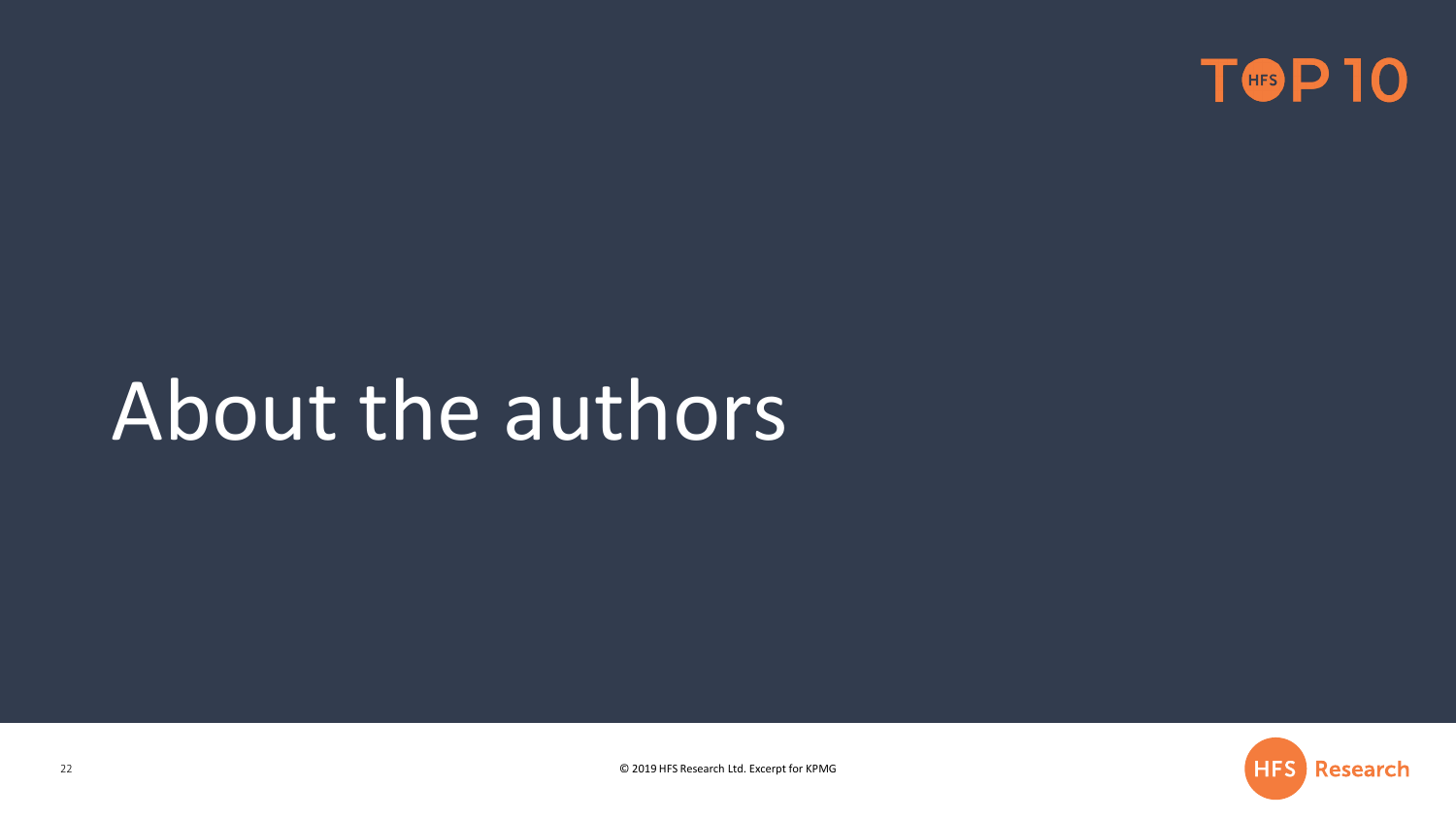# About the authors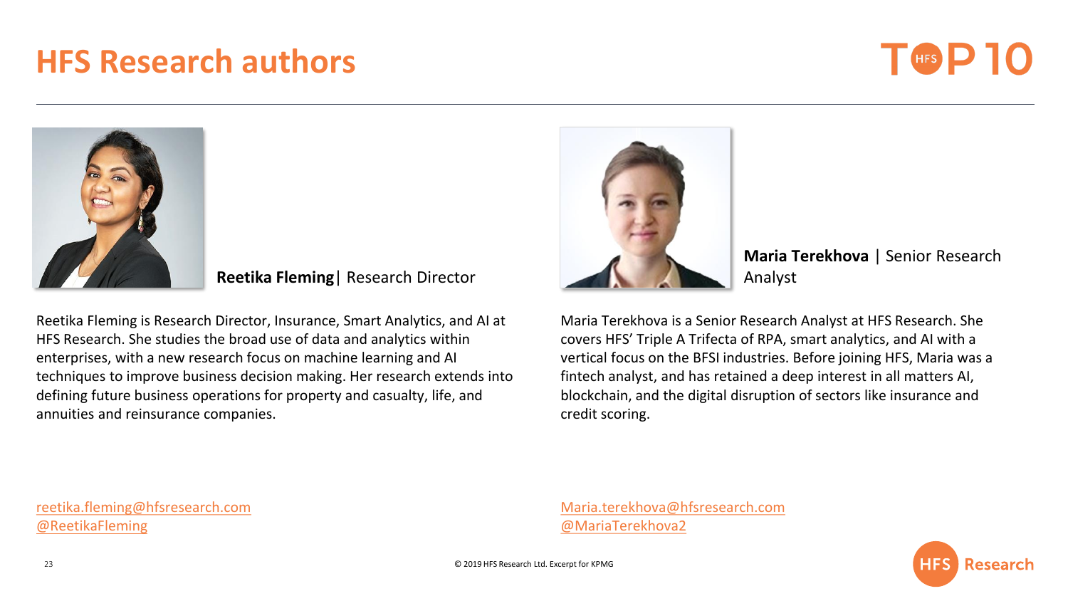# HFS Research authors

**Reetika Fleming**| Research Director

Reetika Fleming is Research Director, Insurance, Smart Analytics, and AI at HFS Research. She studies the broad use of data and analytics within enterprises, with a new research focus on machine learning and AI techniques to improve business decision making. Her research extends into defining future business operations for property and casualty, life, and annuities and reinsurance companies.

reetika.fleming@hfsresearch.com
@ReetikaFleming

**Maria Terekhova** | Senior Research Analyst

Maria Terekhova is a Senior Research Analyst at HFS Research. She covers HFS' Triple A Trifecta of RPA, smart analytics, and AI with a vertical focus on the BFSI industries. Before joining HFS, Maria was a fintech analyst, and has retained a deep interest in all matters AI, blockchain, and the digital disruption of sectors like insurance and credit scoring.

Maria.terekhova@hfsresearch.com
@MariaTerekhova2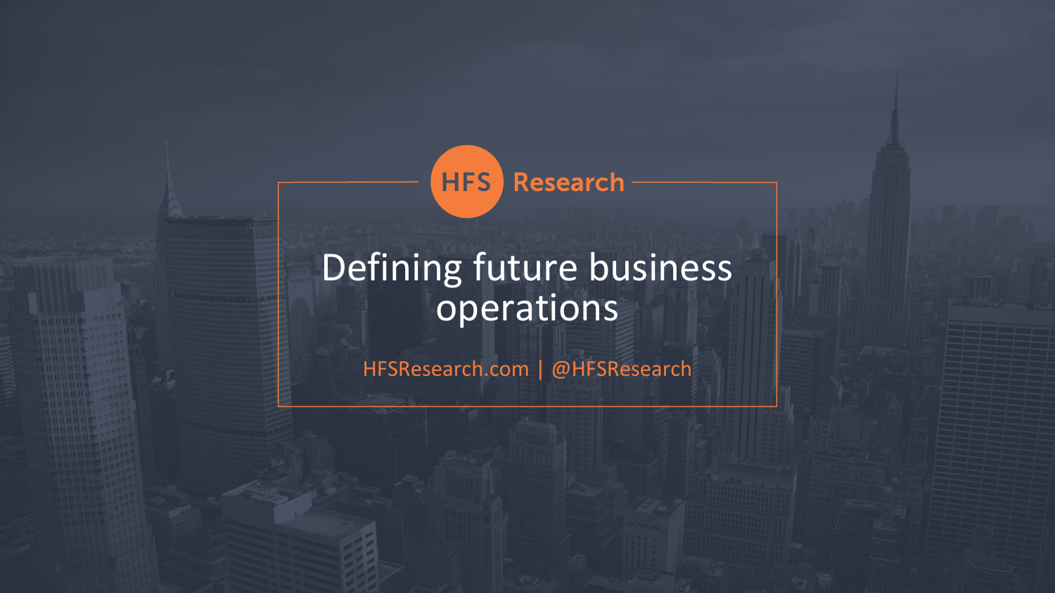HFS Research

# Defining future business operations

HFSResearch.com | @HFSResearch